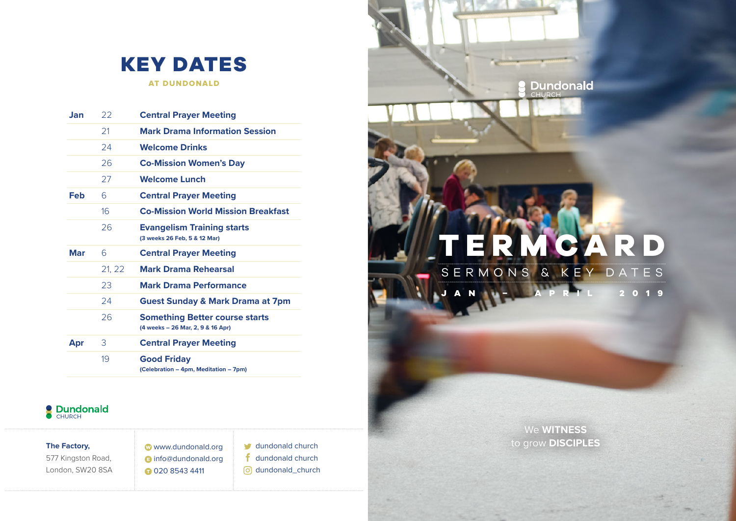# KEY DATES

**AT DUNDONALD**

| | | |
|---|---|---|
| **Jan** | 22 | **Central Prayer Meeting** |
| | 21 | **Mark Drama Information Session** |
| | 24 | **Welcome Drinks** |
| | 26 | **Co-Mission Women's Day** |
| | 27 | **Welcome Lunch** |
| **Feb** | 6 | **Central Prayer Meeting** |
| | 16 | **Co-Mission World Mission Breakfast** |
| | 26 | **Evangelism Training starts** (3 weeks 26 Feb, 5 & 12 Mar) |
| **Mar** | 6 | **Central Prayer Meeting** |
| | 21, 22 | **Mark Drama Rehearsal** |
| | 23 | **Mark Drama Performance** |
| | 24 | **Guest Sunday & Mark Drama at 7pm** |
| | 26 | **Something Better course starts** (4 weeks – 26 Mar, 2, 9 & 16 Apr) |
| **Apr** | 3 | **Central Prayer Meeting** |
| | 19 | **Good Friday** (Celebration – 4pm, Meditation – 7pm) |

Dundonald CHURCH

**The Factory,**
577 Kingston Road,
London, SW20 8SA

www.dundonald.org
info@dundonald.org
020 8543 4411

dundonald church
dundonald church
dundonald_church

Dundonald CHURCH

# TERMCARD

SERMONS & KEY DATES

JAN – APRIL 2019

We **WITNESS** to grow **DISCIPLES**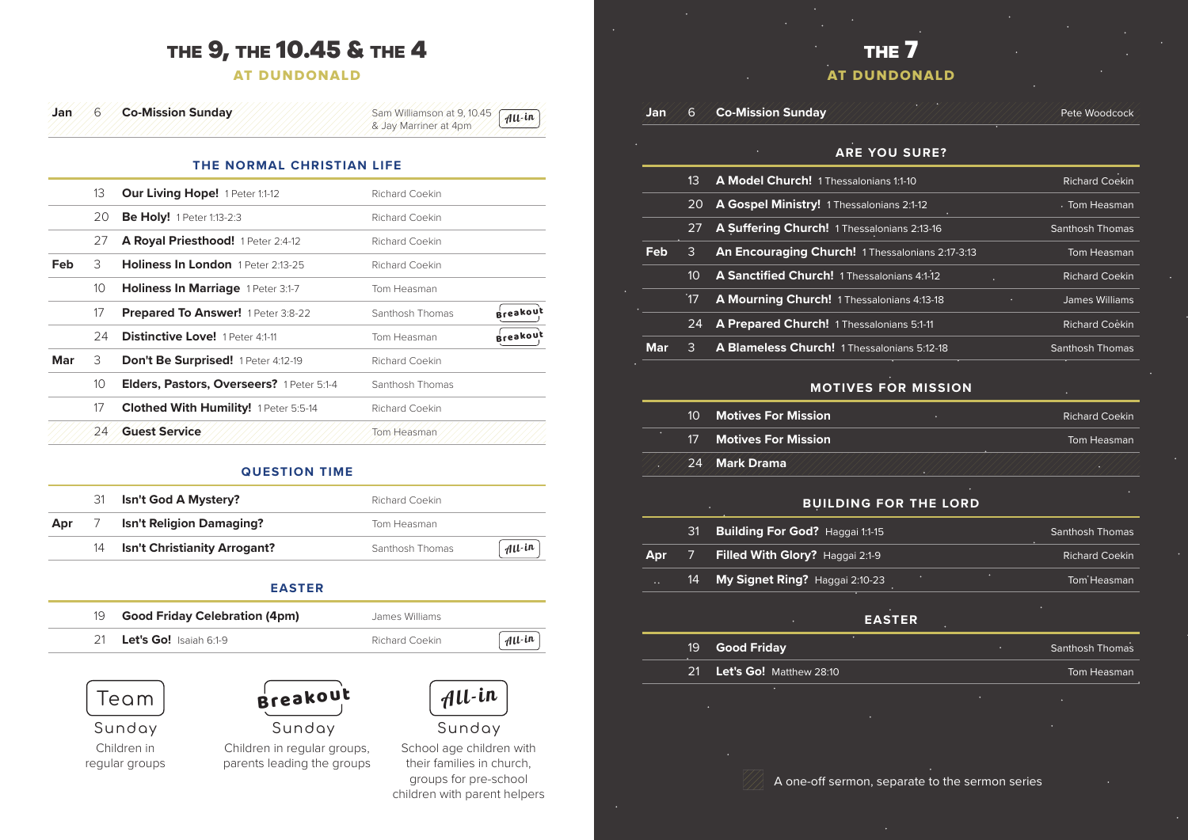# THE 9, THE 10.45 & THE 4

## AT DUNDONALD

| | | | | |
|---|---|---|---|---|
| Jan | 6 | **Co-Mission Sunday** | Sam Williamson at 9, 10.45 & Jay Marriner at 4pm | All-in |

### THE NORMAL CHRISTIAN LIFE

| | | | | |
|---|---|---|---|---|
| | 13 | **Our Living Hope!** 1 Peter 1:1-12 | Richard Coekin | |
| | 20 | **Be Holy!** 1 Peter 1:13-2:3 | Richard Coekin | |
| | 27 | **A Royal Priesthood!** 1 Peter 2:4-12 | Richard Coekin | |
| Feb | 3 | **Holiness In London** 1 Peter 2:13-25 | Richard Coekin | |
| | 10 | **Holiness In Marriage** 1 Peter 3:1-7 | Tom Heasman | |
| | 17 | **Prepared To Answer!** 1 Peter 3:8-22 | Santhosh Thomas | Breakout |
| | 24 | **Distinctive Love!** 1 Peter 4:1-11 | Tom Heasman | Breakout |
| Mar | 3 | **Don't Be Surprised!** 1 Peter 4:12-19 | Richard Coekin | |
| | 10 | **Elders, Pastors, Overseers?** 1 Peter 5:1-4 | Santhosh Thomas | |
| | 17 | **Clothed With Humility!** 1 Peter 5:5-14 | Richard Coekin | |
| | 24 | **Guest Service** | Tom Heasman | |

### QUESTION TIME

| | | | | |
|---|---|---|---|---|
| | 31 | **Isn't God A Mystery?** | Richard Coekin | |
| Apr | 7 | **Isn't Religion Damaging?** | Tom Heasman | |
| | 14 | **Isn't Christianity Arrogant?** | Santhosh Thomas | All-in |

### EASTER

| | | | | |
|---|---|---|---|---|
| | 19 | **Good Friday Celebration (4pm)** | James Williams | |
| | 21 | **Let's Go!** Isaiah 6:1-9 | Richard Coekin | All-in |

**Team Sunday**
Children in regular groups

**Breakout Sunday**
Children in regular groups, parents leading the groups

**All-in Sunday**
School age children with their families in church, groups for pre-school children with parent helpers

# THE 7

## AT DUNDONALD

| | | | |
|---|---|---|---|
| Jan | 6 | **Co-Mission Sunday** | Pete Woodcock |

### ARE YOU SURE?

| | | | |
|---|---|---|---|
| | 13 | **A Model Church!** 1 Thessalonians 1:1-10 | Richard Coekin |
| | 20 | **A Gospel Ministry!** 1 Thessalonians 2:1-12 | Tom Heasman |
| | 27 | **A Suffering Church!** 1 Thessalonians 2:13-16 | Santhosh Thomas |
| Feb | 3 | **An Encouraging Church!** 1 Thessalonians 2:17-3:13 | Tom Heasman |
| | 10 | **A Sanctified Church!** 1 Thessalonians 4:1-12 | Richard Coekin |
| | 17 | **A Mourning Church!** 1 Thessalonians 4:13-18 | James Williams |
| | 24 | **A Prepared Church!** 1 Thessalonians 5:1-11 | Richard Coekin |
| Mar | 3 | **A Blameless Church!** 1 Thessalonians 5:12-18 | Santhosh Thomas |

### MOTIVES FOR MISSION

| | | | |
|---|---|---|---|
| | 10 | **Motives For Mission** | Richard Coekin |
| | 17 | **Motives For Mission** | Tom Heasman |
| | 24 | **Mark Drama** | |

### BUILDING FOR THE LORD

| | | | |
|---|---|---|---|
| | 31 | **Building For God?** Haggai 1:1-15 | Santhosh Thomas |
| Apr | 7 | **Filled With Glory?** Haggai 2:1-9 | Richard Coekin |
| | 14 | **My Signet Ring?** Haggai 2:10-23 | Tom Heasman |

### EASTER

| | | | |
|---|---|---|---|
| | 19 | **Good Friday** | Santhosh Thomas |
| | 21 | **Let's Go!** Matthew 28:10 | Tom Heasman |

A one-off sermon, separate to the sermon series